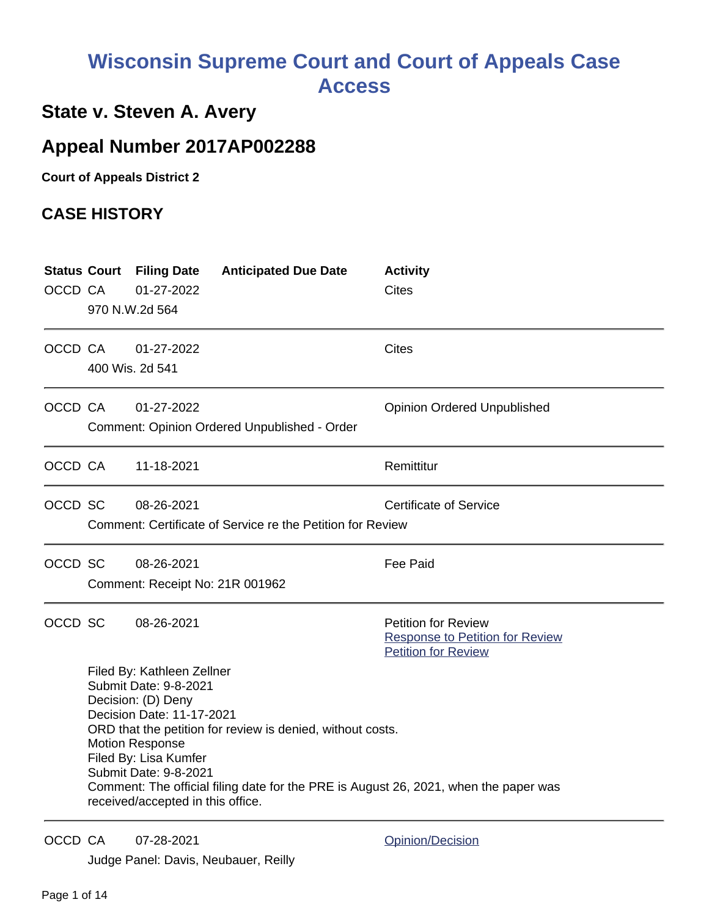# Wisconsin Supreme Court and Court of Appeals Case Access

## State v. Steven A. Avery

## Appeal Number 2017AP002288

**Court of Appeals District 2**

## CASE HISTORY

| Status | Court | Filing Date | Anticipated Due Date | Activity |
|---|---|---|---|---|
| OCCD | CA | 01-27-2022 | | Cites |
| | 970 N.W.2d 564 | | | |
| OCCD | CA | 01-27-2022 | | Cites |
| | 400 Wis. 2d 541 | | | |
| OCCD | CA | 01-27-2022 | | Opinion Ordered Unpublished |
| | Comment: Opinion Ordered Unpublished - Order | | | |
| OCCD | CA | 11-18-2021 | | Remittitur |
| OCCD | SC | 08-26-2021 | | Certificate of Service |
| | Comment: Certificate of Service re the Petition for Review | | | |
| OCCD | SC | 08-26-2021 | | Fee Paid |
| | Comment: Receipt No: 21R 001962 | | | |
| OCCD | SC | 08-26-2021 | | Petition for Review<br>Response to Petition for Review<br>Petition for Review |
| | Filed By: Kathleen Zellner<br>Submit Date: 9-8-2021<br>Decision: (D) Deny<br>Decision Date: 11-17-2021<br>ORD that the petition for review is denied, without costs.<br>Motion Response<br>Filed By: Lisa Kumfer<br>Submit Date: 9-8-2021<br>Comment: The official filing date for the PRE is August 26, 2021, when the paper was received/accepted in this office. | | | |
| OCCD | CA | 07-28-2021 | | Opinion/Decision |
| | Judge Panel: Davis, Neubauer, Reilly | | | |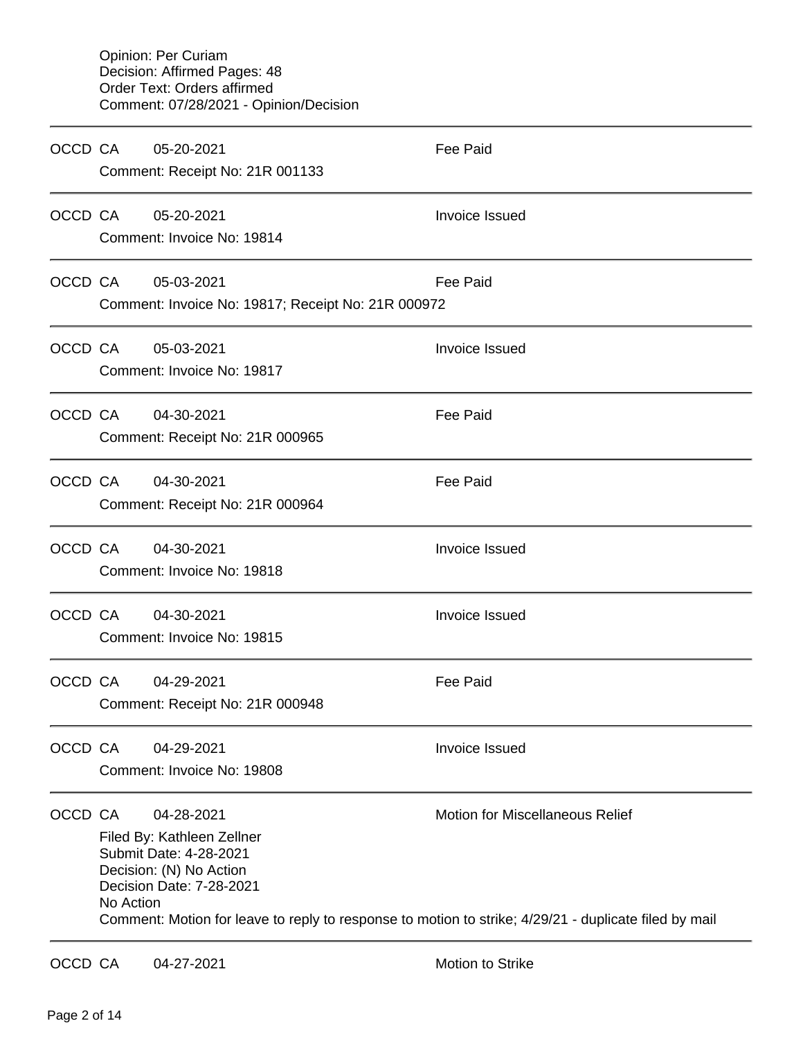Opinion: Per Curiam
Decision: Affirmed Pages: 48
Order Text: Orders affirmed
Comment: 07/28/2021 - Opinion/Decision

---

OCCD CA 05-20-2021 Fee Paid
Comment: Receipt No: 21R 001133

---

OCCD CA 05-20-2021 Invoice Issued
Comment: Invoice No: 19814

---

OCCD CA 05-03-2021 Fee Paid
Comment: Invoice No: 19817; Receipt No: 21R 000972

---

OCCD CA 05-03-2021 Invoice Issued
Comment: Invoice No: 19817

---

OCCD CA 04-30-2021 Fee Paid
Comment: Receipt No: 21R 000965

---

OCCD CA 04-30-2021 Fee Paid
Comment: Receipt No: 21R 000964

---

OCCD CA 04-30-2021 Invoice Issued
Comment: Invoice No: 19818

---

OCCD CA 04-30-2021 Invoice Issued
Comment: Invoice No: 19815

---

OCCD CA 04-29-2021 Fee Paid
Comment: Receipt No: 21R 000948

---

OCCD CA 04-29-2021 Invoice Issued
Comment: Invoice No: 19808

---

OCCD CA 04-28-2021 Motion for Miscellaneous Relief
Filed By: Kathleen Zellner
Submit Date: 4-28-2021
Decision: (N) No Action
Decision Date: 7-28-2021
No Action
Comment: Motion for leave to reply to response to motion to strike; 4/29/21 - duplicate filed by mail

---

OCCD CA 04-27-2021 Motion to Strike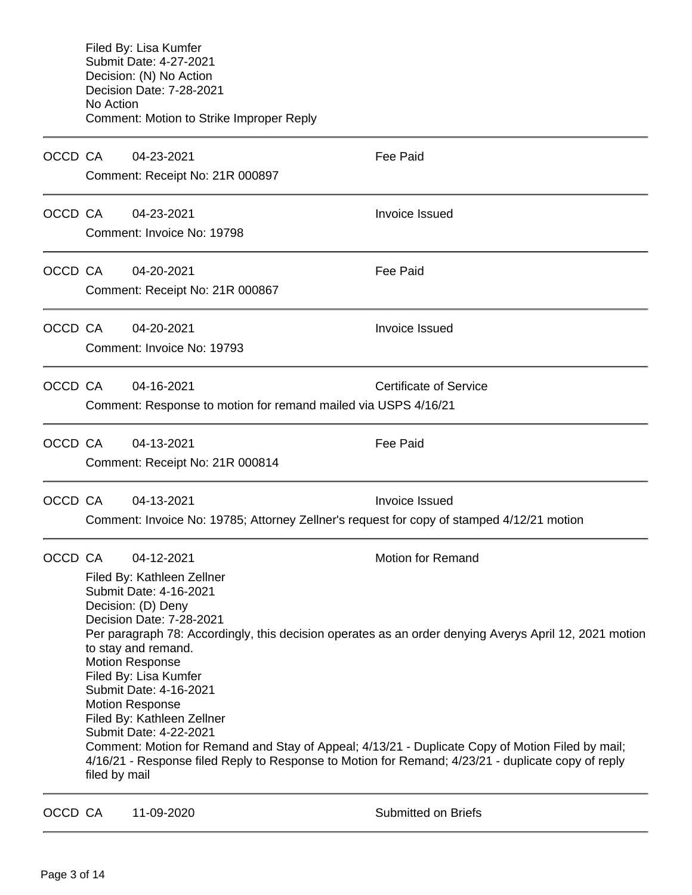Filed By: Lisa Kumfer
Submit Date: 4-27-2021
Decision: (N) No Action
Decision Date: 7-28-2021
No Action
Comment: Motion to Strike Improper Reply

---

OCCD CA 04-23-2021 Fee Paid
Comment: Receipt No: 21R 000897

---

OCCD CA 04-23-2021 Invoice Issued
Comment: Invoice No: 19798

---

OCCD CA 04-20-2021 Fee Paid
Comment: Receipt No: 21R 000867

---

OCCD CA 04-20-2021 Invoice Issued
Comment: Invoice No: 19793

---

OCCD CA 04-16-2021 Certificate of Service
Comment: Response to motion for remand mailed via USPS 4/16/21

---

OCCD CA 04-13-2021 Fee Paid
Comment: Receipt No: 21R 000814

---

OCCD CA 04-13-2021 Invoice Issued
Comment: Invoice No: 19785; Attorney Zellner's request for copy of stamped 4/12/21 motion

---

OCCD CA 04-12-2021 Motion for Remand
Filed By: Kathleen Zellner
Submit Date: 4-16-2021
Decision: (D) Deny
Decision Date: 7-28-2021
Per paragraph 78: Accordingly, this decision operates as an order denying Averys April 12, 2021 motion to stay and remand.
Motion Response
Filed By: Lisa Kumfer
Submit Date: 4-16-2021
Motion Response
Filed By: Kathleen Zellner
Submit Date: 4-22-2021
Comment: Motion for Remand and Stay of Appeal; 4/13/21 - Duplicate Copy of Motion Filed by mail; 4/16/21 - Response filed Reply to Response to Motion for Remand; 4/23/21 - duplicate copy of reply filed by mail

---

OCCD CA 11-09-2020 Submitted on Briefs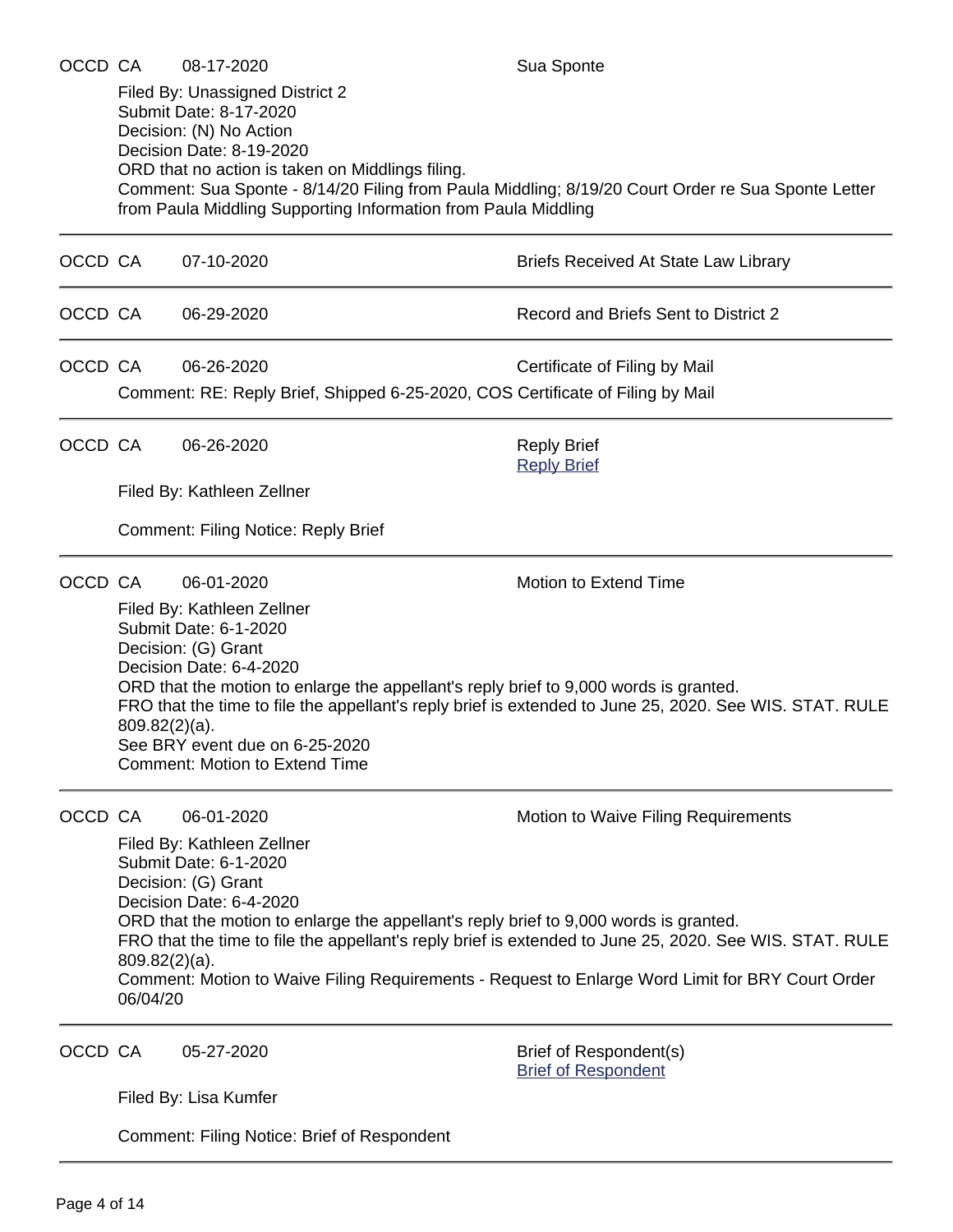OCCD CA 08-17-2020 Sua Sponte

Filed By: Unassigned District 2
Submit Date: 8-17-2020
Decision: (N) No Action
Decision Date: 8-19-2020
ORD that no action is taken on Middlings filing.
Comment: Sua Sponte - 8/14/20 Filing from Paula Middling; 8/19/20 Court Order re Sua Sponte Letter from Paula Middling Supporting Information from Paula Middling

---

OCCD CA 07-10-2020 Briefs Received At State Law Library

---

OCCD CA 06-29-2020 Record and Briefs Sent to District 2

---

OCCD CA 06-26-2020 Certificate of Filing by Mail

Comment: RE: Reply Brief, Shipped 6-25-2020, COS Certificate of Filing by Mail

---

OCCD CA 06-26-2020 Reply Brief
Reply Brief

Filed By: Kathleen Zellner

Comment: Filing Notice: Reply Brief

---

OCCD CA 06-01-2020 Motion to Extend Time

Filed By: Kathleen Zellner
Submit Date: 6-1-2020
Decision: (G) Grant
Decision Date: 6-4-2020
ORD that the motion to enlarge the appellant's reply brief to 9,000 words is granted.
FRO that the time to file the appellant's reply brief is extended to June 25, 2020. See WIS. STAT. RULE 809.82(2)(a).
See BRY event due on 6-25-2020
Comment: Motion to Extend Time

---

OCCD CA 06-01-2020 Motion to Waive Filing Requirements

Filed By: Kathleen Zellner
Submit Date: 6-1-2020
Decision: (G) Grant
Decision Date: 6-4-2020
ORD that the motion to enlarge the appellant's reply brief to 9,000 words is granted.
FRO that the time to file the appellant's reply brief is extended to June 25, 2020. See WIS. STAT. RULE 809.82(2)(a).
Comment: Motion to Waive Filing Requirements - Request to Enlarge Word Limit for BRY Court Order 06/04/20

---

OCCD CA 05-27-2020 Brief of Respondent(s)
Brief of Respondent

Filed By: Lisa Kumfer

Comment: Filing Notice: Brief of Respondent

---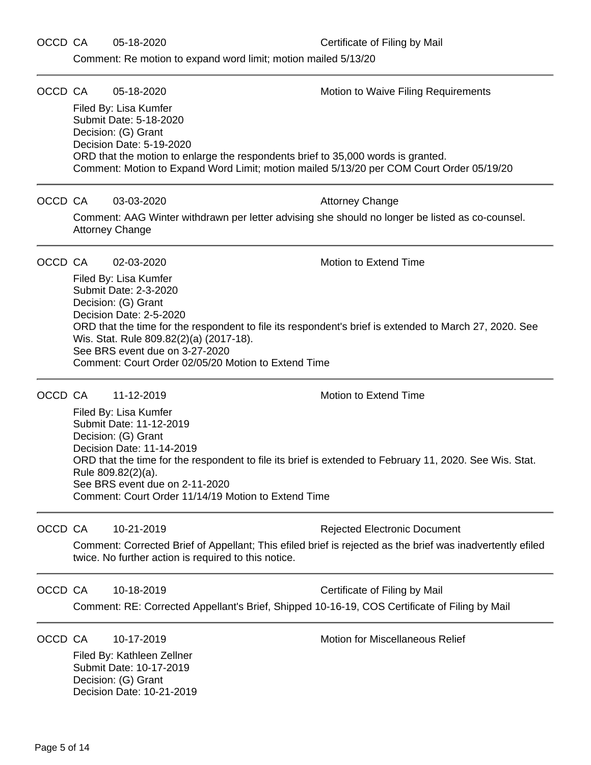OCCD CA 05-18-2020 Certificate of Filing by Mail

Comment: Re motion to expand word limit; motion mailed 5/13/20

---

OCCD CA 05-18-2020 Motion to Waive Filing Requirements

Filed By: Lisa Kumfer
Submit Date: 5-18-2020
Decision: (G) Grant
Decision Date: 5-19-2020
ORD that the motion to enlarge the respondents brief to 35,000 words is granted.
Comment: Motion to Expand Word Limit; motion mailed 5/13/20 per COM Court Order 05/19/20

---

OCCD CA 03-03-2020 Attorney Change

Comment: AAG Winter withdrawn per letter advising she should no longer be listed as co-counsel. Attorney Change

---

OCCD CA 02-03-2020 Motion to Extend Time

Filed By: Lisa Kumfer
Submit Date: 2-3-2020
Decision: (G) Grant
Decision Date: 2-5-2020
ORD that the time for the respondent to file its respondent's brief is extended to March 27, 2020. See Wis. Stat. Rule 809.82(2)(a) (2017-18).
See BRS event due on 3-27-2020
Comment: Court Order 02/05/20 Motion to Extend Time

---

OCCD CA 11-12-2019 Motion to Extend Time

Filed By: Lisa Kumfer
Submit Date: 11-12-2019
Decision: (G) Grant
Decision Date: 11-14-2019
ORD that the time for the respondent to file its brief is extended to February 11, 2020. See Wis. Stat. Rule 809.82(2)(a).
See BRS event due on 2-11-2020
Comment: Court Order 11/14/19 Motion to Extend Time

---

OCCD CA 10-21-2019 Rejected Electronic Document

Comment: Corrected Brief of Appellant; This efiled brief is rejected as the brief was inadvertently efiled twice. No further action is required to this notice.

---

OCCD CA 10-18-2019 Certificate of Filing by Mail

Comment: RE: Corrected Appellant's Brief, Shipped 10-16-19, COS Certificate of Filing by Mail

---

OCCD CA 10-17-2019 Motion for Miscellaneous Relief

Filed By: Kathleen Zellner
Submit Date: 10-17-2019
Decision: (G) Grant
Decision Date: 10-21-2019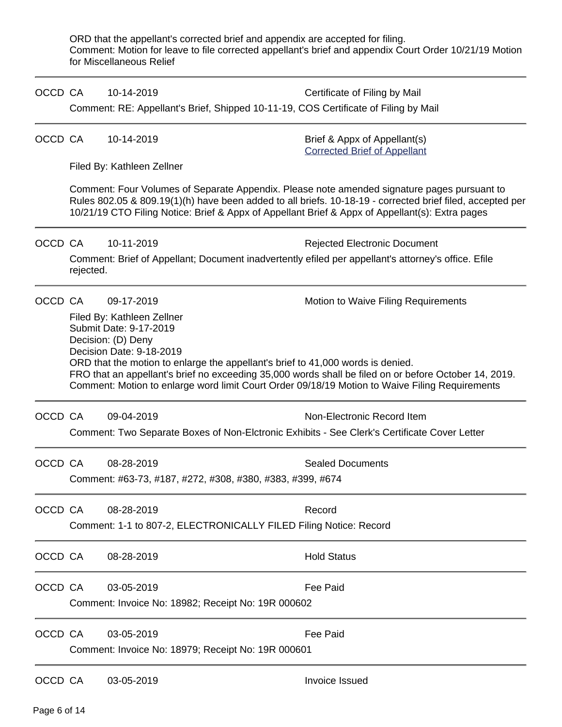ORD that the appellant's corrected brief and appendix are accepted for filing.
Comment: Motion for leave to file corrected appellant's brief and appendix Court Order 10/21/19 Motion for Miscellaneous Relief

---

OCCD CA 10-14-2019 Certificate of Filing by Mail

Comment: RE: Appellant's Brief, Shipped 10-11-19, COS Certificate of Filing by Mail

---

OCCD CA 10-14-2019 Brief & Appx of Appellant(s)
Corrected Brief of Appellant

Filed By: Kathleen Zellner

Comment: Four Volumes of Separate Appendix. Please note amended signature pages pursuant to Rules 802.05 & 809.19(1)(h) have been added to all briefs. 10-18-19 - corrected brief filed, accepted per 10/21/19 CTO Filing Notice: Brief & Appx of Appellant Brief & Appx of Appellant(s): Extra pages

---

OCCD CA 10-11-2019 Rejected Electronic Document

Comment: Brief of Appellant; Document inadvertently efiled per appellant's attorney's office. Efile rejected.

---

OCCD CA 09-17-2019 Motion to Waive Filing Requirements

Filed By: Kathleen Zellner
Submit Date: 9-17-2019
Decision: (D) Deny
Decision Date: 9-18-2019
ORD that the motion to enlarge the appellant's brief to 41,000 words is denied.
FRO that an appellant's brief no exceeding 35,000 words shall be filed on or before October 14, 2019.
Comment: Motion to enlarge word limit Court Order 09/18/19 Motion to Waive Filing Requirements

---

OCCD CA 09-04-2019 Non-Electronic Record Item

Comment: Two Separate Boxes of Non-Elctronic Exhibits - See Clerk's Certificate Cover Letter

---

OCCD CA 08-28-2019 Sealed Documents

Comment: #63-73, #187, #272, #308, #380, #383, #399, #674

---

OCCD CA 08-28-2019 Record

Comment: 1-1 to 807-2, ELECTRONICALLY FILED Filing Notice: Record

---

OCCD CA 08-28-2019 Hold Status

---

OCCD CA 03-05-2019 Fee Paid

Comment: Invoice No: 18982; Receipt No: 19R 000602

---

OCCD CA 03-05-2019 Fee Paid

Comment: Invoice No: 18979; Receipt No: 19R 000601

---

OCCD CA 03-05-2019 Invoice Issued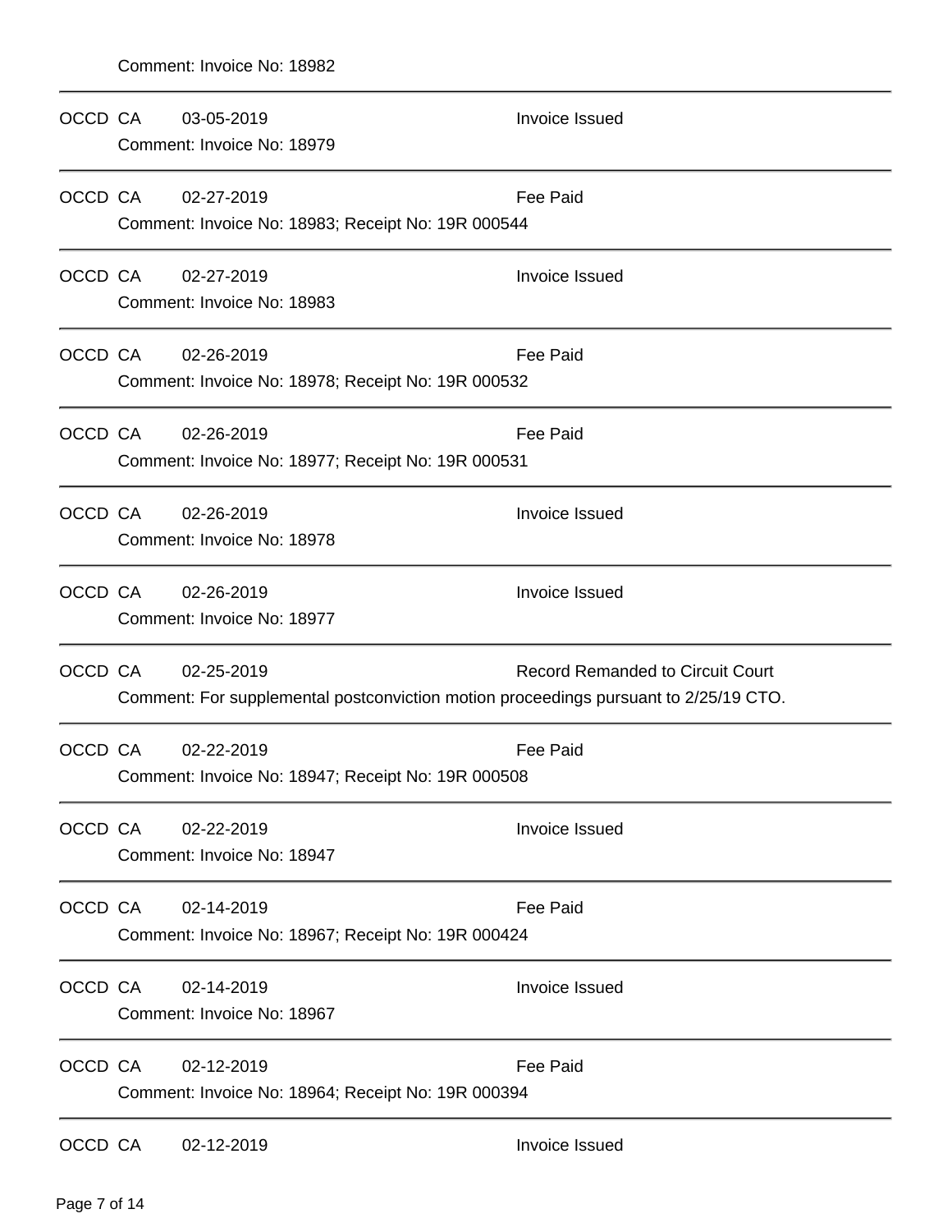Comment: Invoice No: 18982

---

OCCD CA 03-05-2019 Invoice Issued
Comment: Invoice No: 18979

---

OCCD CA 02-27-2019 Fee Paid
Comment: Invoice No: 18983; Receipt No: 19R 000544

---

OCCD CA 02-27-2019 Invoice Issued
Comment: Invoice No: 18983

---

OCCD CA 02-26-2019 Fee Paid
Comment: Invoice No: 18978; Receipt No: 19R 000532

---

OCCD CA 02-26-2019 Fee Paid
Comment: Invoice No: 18977; Receipt No: 19R 000531

---

OCCD CA 02-26-2019 Invoice Issued
Comment: Invoice No: 18978

---

OCCD CA 02-26-2019 Invoice Issued
Comment: Invoice No: 18977

---

OCCD CA 02-25-2019 Record Remanded to Circuit Court
Comment: For supplemental postconviction motion proceedings pursuant to 2/25/19 CTO.

---

OCCD CA 02-22-2019 Fee Paid
Comment: Invoice No: 18947; Receipt No: 19R 000508

---

OCCD CA 02-22-2019 Invoice Issued
Comment: Invoice No: 18947

---

OCCD CA 02-14-2019 Fee Paid
Comment: Invoice No: 18967; Receipt No: 19R 000424

---

OCCD CA 02-14-2019 Invoice Issued
Comment: Invoice No: 18967

---

OCCD CA 02-12-2019 Fee Paid
Comment: Invoice No: 18964; Receipt No: 19R 000394

---

OCCD CA 02-12-2019 Invoice Issued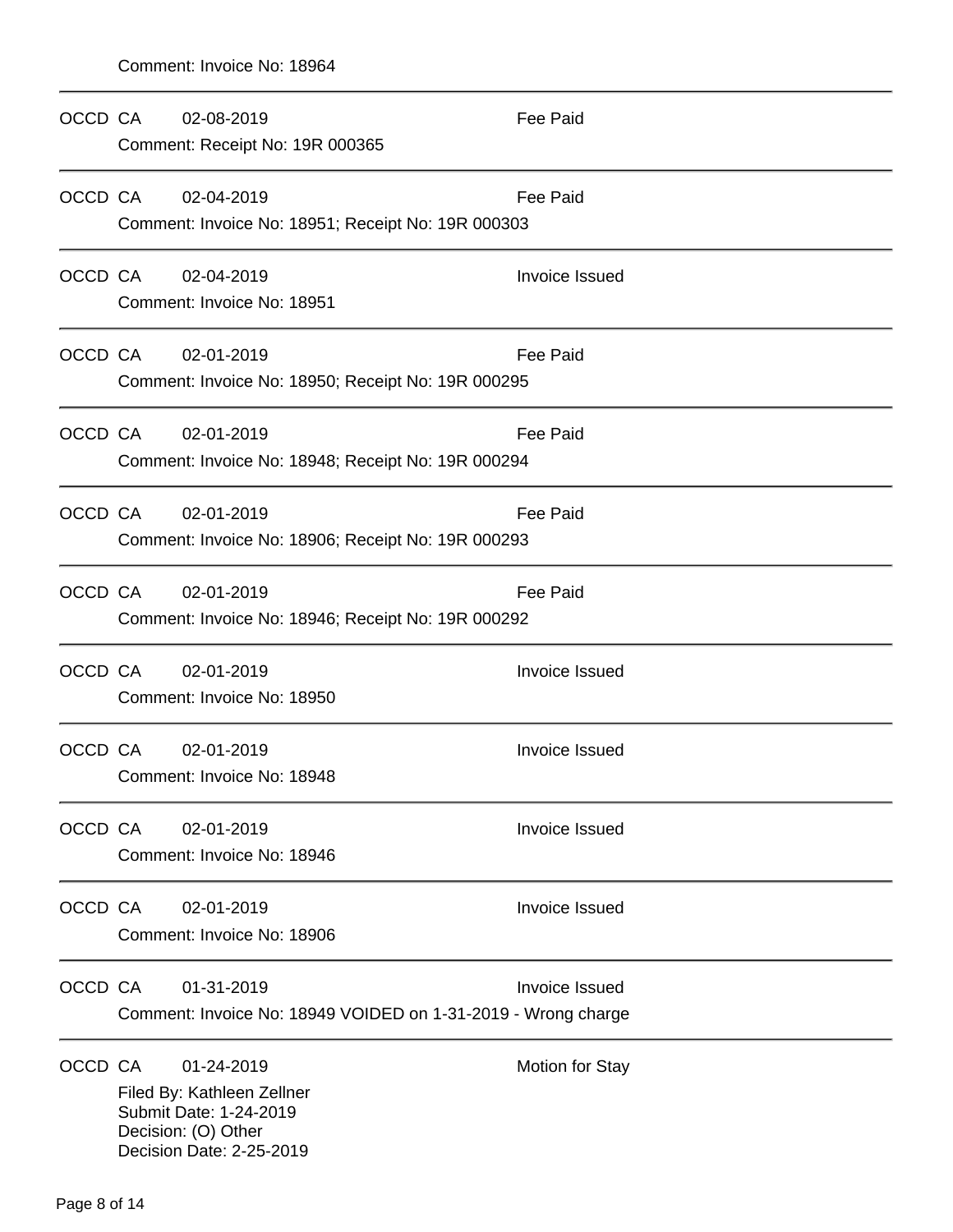Comment: Invoice No: 18964

---

OCCD CA 02-08-2019 Fee Paid
Comment: Receipt No: 19R 000365

---

OCCD CA 02-04-2019 Fee Paid
Comment: Invoice No: 18951; Receipt No: 19R 000303

---

OCCD CA 02-04-2019 Invoice Issued
Comment: Invoice No: 18951

---

OCCD CA 02-01-2019 Fee Paid
Comment: Invoice No: 18950; Receipt No: 19R 000295

---

OCCD CA 02-01-2019 Fee Paid
Comment: Invoice No: 18948; Receipt No: 19R 000294

---

OCCD CA 02-01-2019 Fee Paid
Comment: Invoice No: 18906; Receipt No: 19R 000293

---

OCCD CA 02-01-2019 Fee Paid
Comment: Invoice No: 18946; Receipt No: 19R 000292

---

OCCD CA 02-01-2019 Invoice Issued
Comment: Invoice No: 18950

---

OCCD CA 02-01-2019 Invoice Issued
Comment: Invoice No: 18948

---

OCCD CA 02-01-2019 Invoice Issued
Comment: Invoice No: 18946

---

OCCD CA 02-01-2019 Invoice Issued
Comment: Invoice No: 18906

---

OCCD CA 01-31-2019 Invoice Issued
Comment: Invoice No: 18949 VOIDED on 1-31-2019 - Wrong charge

---

OCCD CA 01-24-2019 Motion for Stay
Filed By: Kathleen Zellner
Submit Date: 1-24-2019
Decision: (O) Other
Decision Date: 2-25-2019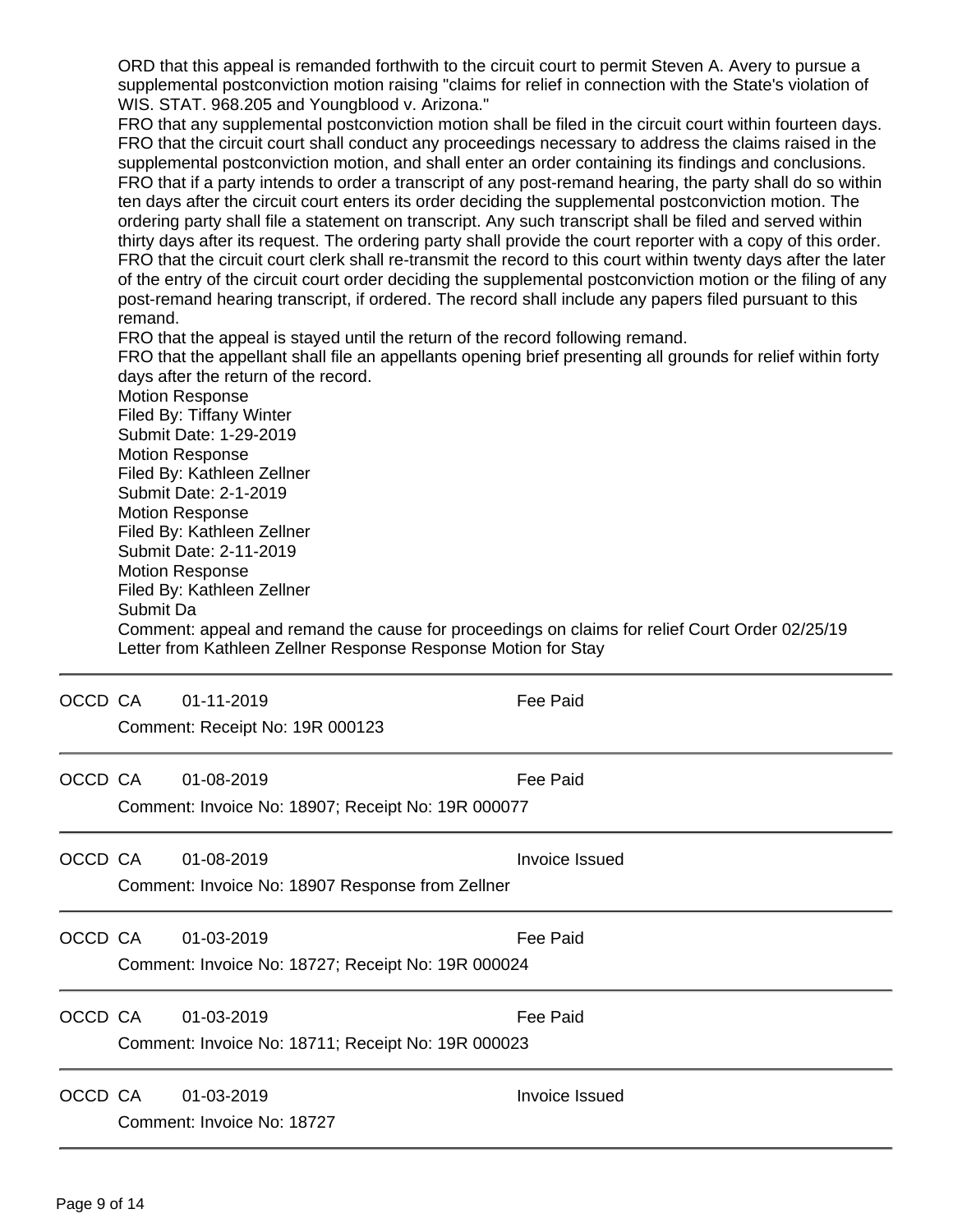ORD that this appeal is remanded forthwith to the circuit court to permit Steven A. Avery to pursue a supplemental postconviction motion raising "claims for relief in connection with the State's violation of WIS. STAT. 968.205 and Youngblood v. Arizona."
FRO that any supplemental postconviction motion shall be filed in the circuit court within fourteen days.
FRO that the circuit court shall conduct any proceedings necessary to address the claims raised in the supplemental postconviction motion, and shall enter an order containing its findings and conclusions.
FRO that if a party intends to order a transcript of any post-remand hearing, the party shall do so within ten days after the circuit court enters its order deciding the supplemental postconviction motion. The ordering party shall file a statement on transcript. Any such transcript shall be filed and served within thirty days after its request. The ordering party shall provide the court reporter with a copy of this order.
FRO that the circuit court clerk shall re-transmit the record to this court within twenty days after the later of the entry of the circuit court order deciding the supplemental postconviction motion or the filing of any post-remand hearing transcript, if ordered. The record shall include any papers filed pursuant to this remand.
FRO that the appeal is stayed until the return of the record following remand.
FRO that the appellant shall file an appellants opening brief presenting all grounds for relief within forty days after the return of the record.
Motion Response
Filed By: Tiffany Winter
Submit Date: 1-29-2019
Motion Response
Filed By: Kathleen Zellner
Submit Date: 2-1-2019
Motion Response
Filed By: Kathleen Zellner
Submit Date: 2-11-2019
Motion Response
Filed By: Kathleen Zellner
Submit Da
Comment: appeal and remand the cause for proceedings on claims for relief Court Order 02/25/19 Letter from Kathleen Zellner Response Response Motion for Stay

---

OCCD CA 01-11-2019 Fee Paid
Comment: Receipt No: 19R 000123

---

OCCD CA 01-08-2019 Fee Paid
Comment: Invoice No: 18907; Receipt No: 19R 000077

---

OCCD CA 01-08-2019 Invoice Issued
Comment: Invoice No: 18907 Response from Zellner

---

OCCD CA 01-03-2019 Fee Paid
Comment: Invoice No: 18727; Receipt No: 19R 000024

---

OCCD CA 01-03-2019 Fee Paid
Comment: Invoice No: 18711; Receipt No: 19R 000023

---

OCCD CA 01-03-2019 Invoice Issued
Comment: Invoice No: 18727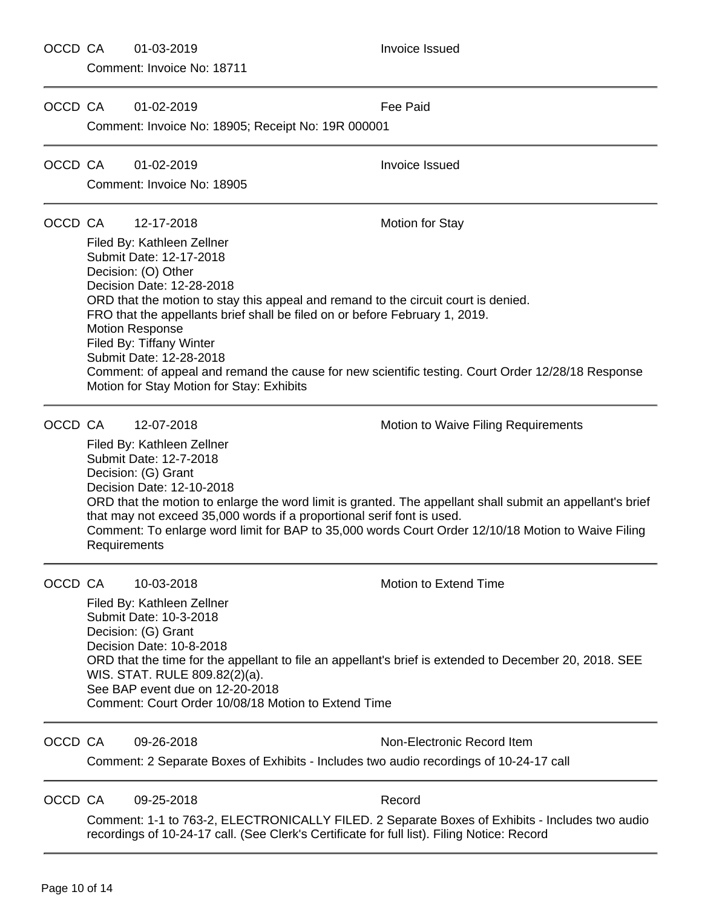OCCD CA 01-03-2019 Invoice Issued

Comment: Invoice No: 18711

---

OCCD CA 01-02-2019 Fee Paid

Comment: Invoice No: 18905; Receipt No: 19R 000001

---

OCCD CA 01-02-2019 Invoice Issued

Comment: Invoice No: 18905

---

OCCD CA 12-17-2018 Motion for Stay

Filed By: Kathleen Zellner
Submit Date: 12-17-2018
Decision: (O) Other
Decision Date: 12-28-2018
ORD that the motion to stay this appeal and remand to the circuit court is denied.
FRO that the appellants brief shall be filed on or before February 1, 2019.
Motion Response
Filed By: Tiffany Winter
Submit Date: 12-28-2018
Comment: of appeal and remand the cause for new scientific testing. Court Order 12/28/18 Response Motion for Stay Motion for Stay: Exhibits

---

OCCD CA 12-07-2018 Motion to Waive Filing Requirements

Filed By: Kathleen Zellner
Submit Date: 12-7-2018
Decision: (G) Grant
Decision Date: 12-10-2018
ORD that the motion to enlarge the word limit is granted. The appellant shall submit an appellant's brief that may not exceed 35,000 words if a proportional serif font is used.
Comment: To enlarge word limit for BAP to 35,000 words Court Order 12/10/18 Motion to Waive Filing Requirements

---

OCCD CA 10-03-2018 Motion to Extend Time

Filed By: Kathleen Zellner
Submit Date: 10-3-2018
Decision: (G) Grant
Decision Date: 10-8-2018
ORD that the time for the appellant to file an appellant's brief is extended to December 20, 2018. SEE WIS. STAT. RULE 809.82(2)(a).
See BAP event due on 12-20-2018
Comment: Court Order 10/08/18 Motion to Extend Time

---

OCCD CA 09-26-2018 Non-Electronic Record Item

Comment: 2 Separate Boxes of Exhibits - Includes two audio recordings of 10-24-17 call

---

OCCD CA 09-25-2018 Record

Comment: 1-1 to 763-2, ELECTRONICALLY FILED. 2 Separate Boxes of Exhibits - Includes two audio recordings of 10-24-17 call. (See Clerk's Certificate for full list). Filing Notice: Record

---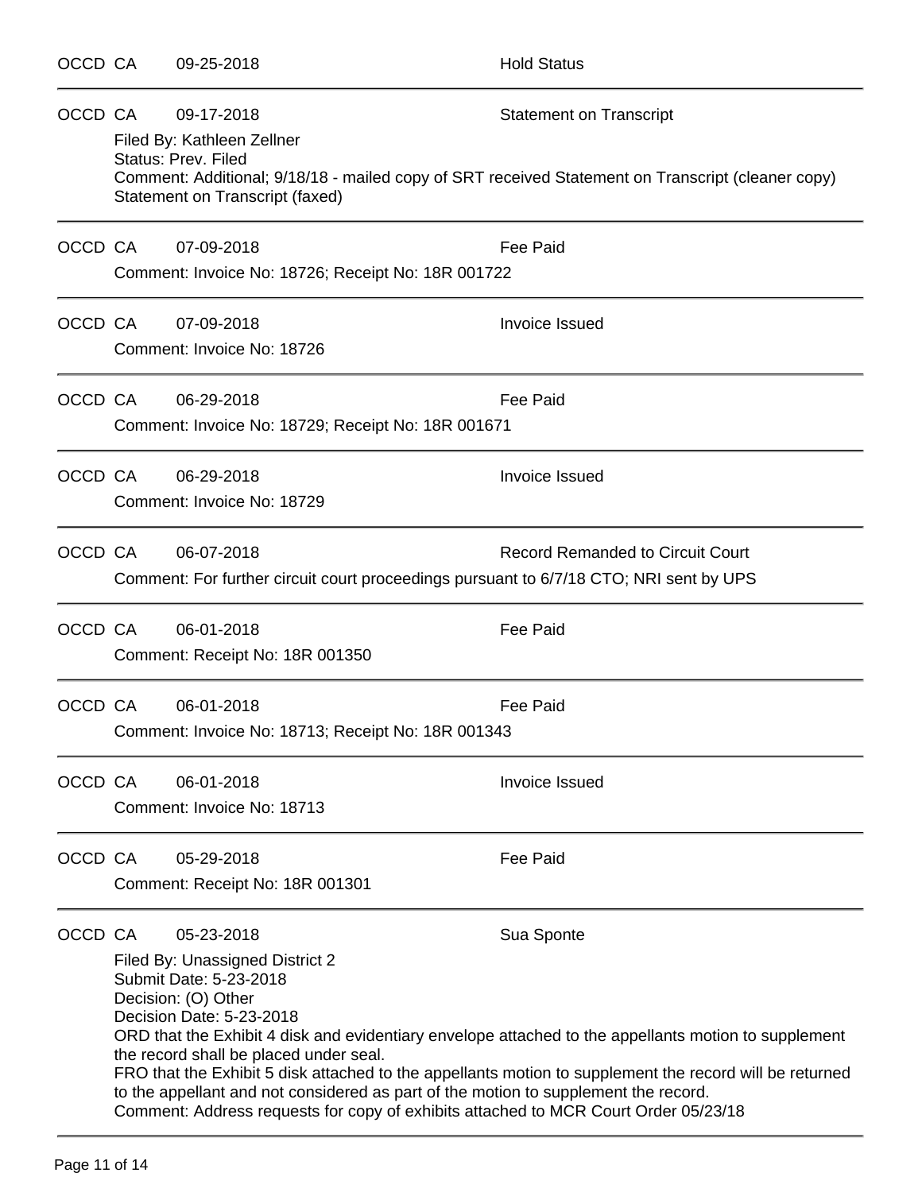OCCD CA 09-25-2018 Hold Status

---

OCCD CA 09-17-2018 Statement on Transcript

Filed By: Kathleen Zellner
Status: Prev. Filed
Comment: Additional; 9/18/18 - mailed copy of SRT received Statement on Transcript (cleaner copy) Statement on Transcript (faxed)

---

OCCD CA 07-09-2018 Fee Paid

Comment: Invoice No: 18726; Receipt No: 18R 001722

---

OCCD CA 07-09-2018 Invoice Issued

Comment: Invoice No: 18726

---

OCCD CA 06-29-2018 Fee Paid

Comment: Invoice No: 18729; Receipt No: 18R 001671

---

OCCD CA 06-29-2018 Invoice Issued

Comment: Invoice No: 18729

---

OCCD CA 06-07-2018 Record Remanded to Circuit Court

Comment: For further circuit court proceedings pursuant to 6/7/18 CTO; NRI sent by UPS

---

OCCD CA 06-01-2018 Fee Paid

Comment: Receipt No: 18R 001350

---

OCCD CA 06-01-2018 Fee Paid

Comment: Invoice No: 18713; Receipt No: 18R 001343

---

OCCD CA 06-01-2018 Invoice Issued

Comment: Invoice No: 18713

---

OCCD CA 05-29-2018 Fee Paid

Comment: Receipt No: 18R 001301

---

OCCD CA 05-23-2018 Sua Sponte

Filed By: Unassigned District 2
Submit Date: 5-23-2018
Decision: (O) Other
Decision Date: 5-23-2018
ORD that the Exhibit 4 disk and evidentiary envelope attached to the appellants motion to supplement the record shall be placed under seal.
FRO that the Exhibit 5 disk attached to the appellants motion to supplement the record will be returned to the appellant and not considered as part of the motion to supplement the record.
Comment: Address requests for copy of exhibits attached to MCR Court Order 05/23/18

---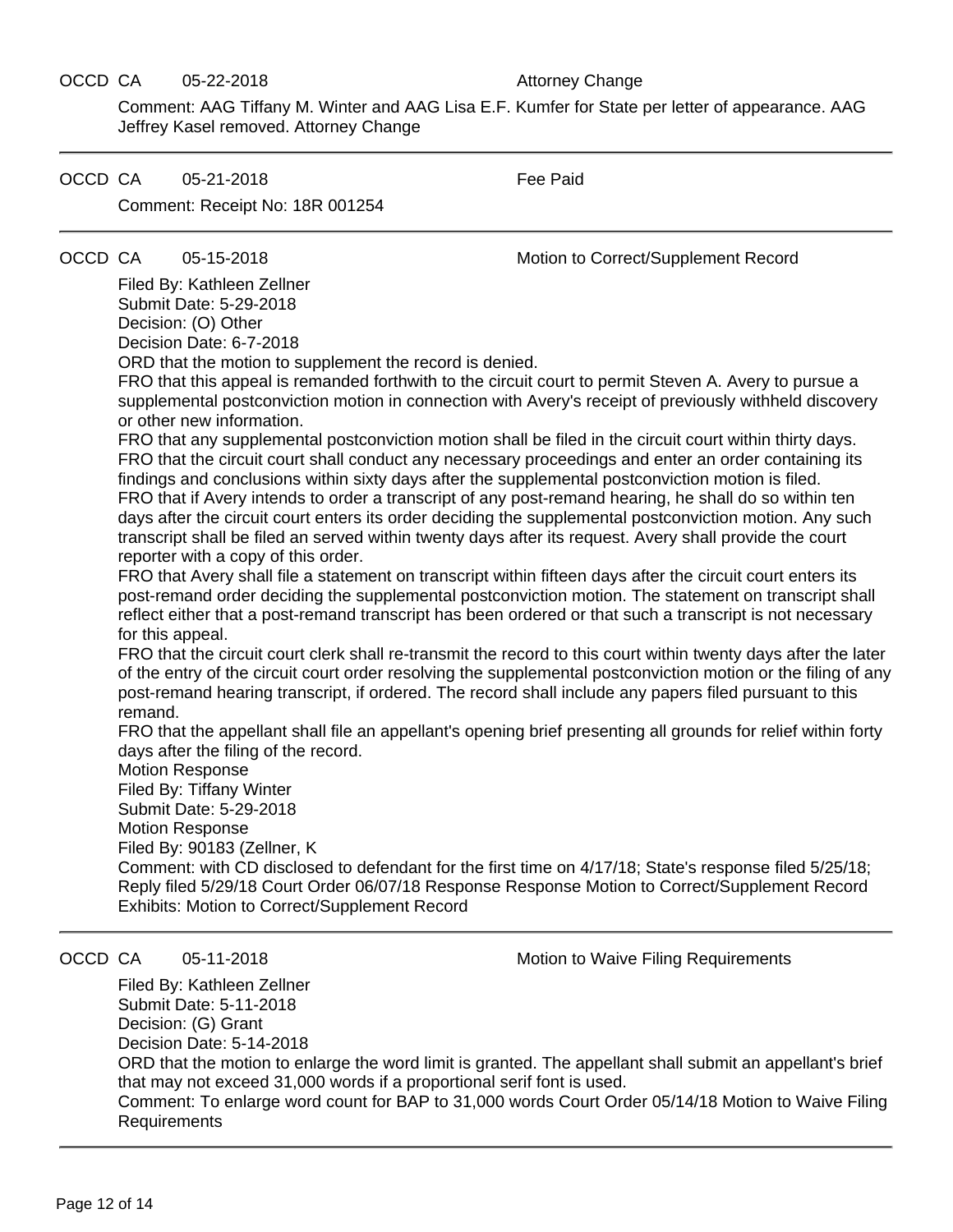OCCD CA 05-22-2018 Attorney Change

Comment: AAG Tiffany M. Winter and AAG Lisa E.F. Kumfer for State per letter of appearance. AAG Jeffrey Kasel removed. Attorney Change

---

OCCD CA 05-21-2018 Fee Paid

Comment: Receipt No: 18R 001254

---

OCCD CA 05-15-2018 Motion to Correct/Supplement Record

Filed By: Kathleen Zellner
Submit Date: 5-29-2018
Decision: (O) Other
Decision Date: 6-7-2018
ORD that the motion to supplement the record is denied.
FRO that this appeal is remanded forthwith to the circuit court to permit Steven A. Avery to pursue a supplemental postconviction motion in connection with Avery's receipt of previously withheld discovery or other new information.
FRO that any supplemental postconviction motion shall be filed in the circuit court within thirty days.
FRO that the circuit court shall conduct any necessary proceedings and enter an order containing its findings and conclusions within sixty days after the supplemental postconviction motion is filed.
FRO that if Avery intends to order a transcript of any post-remand hearing, he shall do so within ten days after the circuit court enters its order deciding the supplemental postconviction motion. Any such transcript shall be filed an served within twenty days after its request. Avery shall provide the court reporter with a copy of this order.
FRO that Avery shall file a statement on transcript within fifteen days after the circuit court enters its post-remand order deciding the supplemental postconviction motion. The statement on transcript shall reflect either that a post-remand transcript has been ordered or that such a transcript is not necessary for this appeal.
FRO that the circuit court clerk shall re-transmit the record to this court within twenty days after the later of the entry of the circuit court order resolving the supplemental postconviction motion or the filing of any post-remand hearing transcript, if ordered. The record shall include any papers filed pursuant to this remand.
FRO that the appellant shall file an appellant's opening brief presenting all grounds for relief within forty days after the filing of the record.
Motion Response
Filed By: Tiffany Winter
Submit Date: 5-29-2018
Motion Response
Filed By: 90183 (Zellner, K
Comment: with CD disclosed to defendant for the first time on 4/17/18; State's response filed 5/25/18; Reply filed 5/29/18 Court Order 06/07/18 Response Response Motion to Correct/Supplement Record
Exhibits: Motion to Correct/Supplement Record

---

OCCD CA 05-11-2018 Motion to Waive Filing Requirements

Filed By: Kathleen Zellner
Submit Date: 5-11-2018
Decision: (G) Grant
Decision Date: 5-14-2018
ORD that the motion to enlarge the word limit is granted. The appellant shall submit an appellant's brief that may not exceed 31,000 words if a proportional serif font is used.
Comment: To enlarge word count for BAP to 31,000 words Court Order 05/14/18 Motion to Waive Filing Requirements

---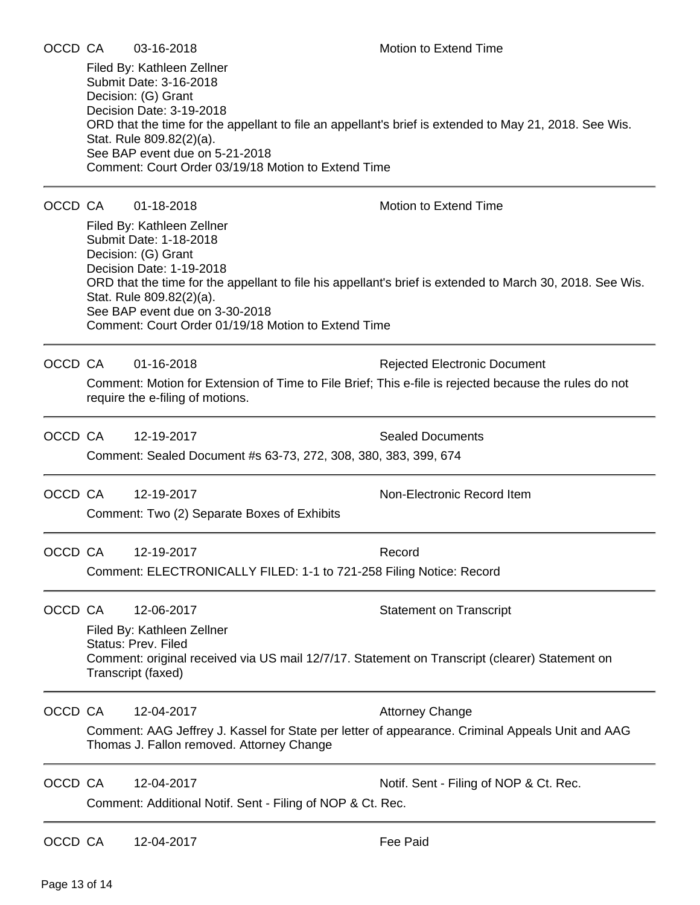OCCD CA 03-16-2018 Motion to Extend Time

Filed By: Kathleen Zellner
Submit Date: 3-16-2018
Decision: (G) Grant
Decision Date: 3-19-2018
ORD that the time for the appellant to file an appellant's brief is extended to May 21, 2018. See Wis. Stat. Rule 809.82(2)(a).
See BAP event due on 5-21-2018
Comment: Court Order 03/19/18 Motion to Extend Time

---

OCCD CA 01-18-2018 Motion to Extend Time

Filed By: Kathleen Zellner
Submit Date: 1-18-2018
Decision: (G) Grant
Decision Date: 1-19-2018
ORD that the time for the appellant to file his appellant's brief is extended to March 30, 2018. See Wis. Stat. Rule 809.82(2)(a).
See BAP event due on 3-30-2018
Comment: Court Order 01/19/18 Motion to Extend Time

---

OCCD CA 01-16-2018 Rejected Electronic Document

Comment: Motion for Extension of Time to File Brief; This e-file is rejected because the rules do not require the e-filing of motions.

---

OCCD CA 12-19-2017 Sealed Documents

Comment: Sealed Document #s 63-73, 272, 308, 380, 383, 399, 674

---

OCCD CA 12-19-2017 Non-Electronic Record Item

Comment: Two (2) Separate Boxes of Exhibits

---

OCCD CA 12-19-2017 Record

Comment: ELECTRONICALLY FILED: 1-1 to 721-258 Filing Notice: Record

---

OCCD CA 12-06-2017 Statement on Transcript

Filed By: Kathleen Zellner
Status: Prev. Filed
Comment: original received via US mail 12/7/17. Statement on Transcript (clearer) Statement on Transcript (faxed)

---

OCCD CA 12-04-2017 Attorney Change

Comment: AAG Jeffrey J. Kassel for State per letter of appearance. Criminal Appeals Unit and AAG Thomas J. Fallon removed. Attorney Change

---

OCCD CA 12-04-2017 Notif. Sent - Filing of NOP & Ct. Rec.

Comment: Additional Notif. Sent - Filing of NOP & Ct. Rec.

---

OCCD CA 12-04-2017 Fee Paid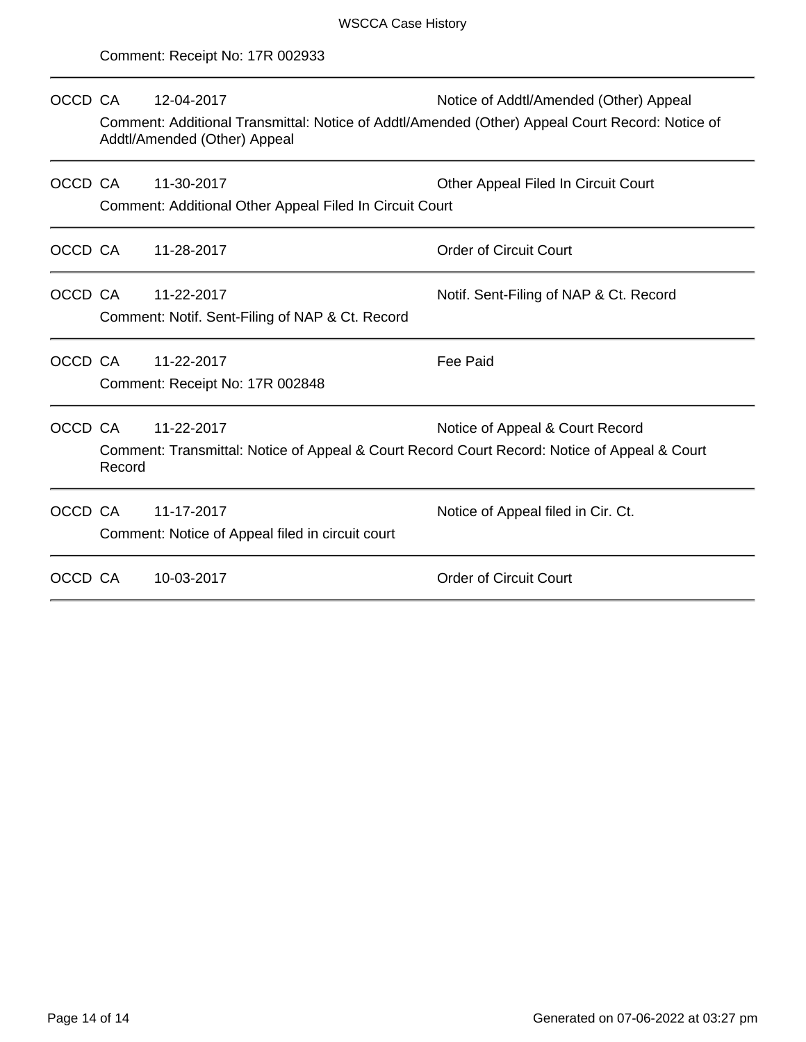Comment: Receipt No: 17R 002933

| | | | |
|---|---|---|---|
| OCCD | CA | 12-04-2017 | Notice of Addtl/Amended (Other) Appeal |
| | Comment: Additional Transmittal: Notice of Addtl/Amended (Other) Appeal Court Record: Notice of Addtl/Amended (Other) Appeal | | |
| OCCD | CA | 11-30-2017 | Other Appeal Filed In Circuit Court |
| | Comment: Additional Other Appeal Filed In Circuit Court | | |
| OCCD | CA | 11-28-2017 | Order of Circuit Court |
| OCCD | CA | 11-22-2017 | Notif. Sent-Filing of NAP & Ct. Record |
| | Comment: Notif. Sent-Filing of NAP & Ct. Record | | |
| OCCD | CA | 11-22-2017 | Fee Paid |
| | Comment: Receipt No: 17R 002848 | | |
| OCCD | CA | 11-22-2017 | Notice of Appeal & Court Record |
| | Comment: Transmittal: Notice of Appeal & Court Record Court Record: Notice of Appeal & Court Record | | |
| OCCD | CA | 11-17-2017 | Notice of Appeal filed in Cir. Ct. |
| | Comment: Notice of Appeal filed in circuit court | | |
| OCCD | CA | 10-03-2017 | Order of Circuit Court |